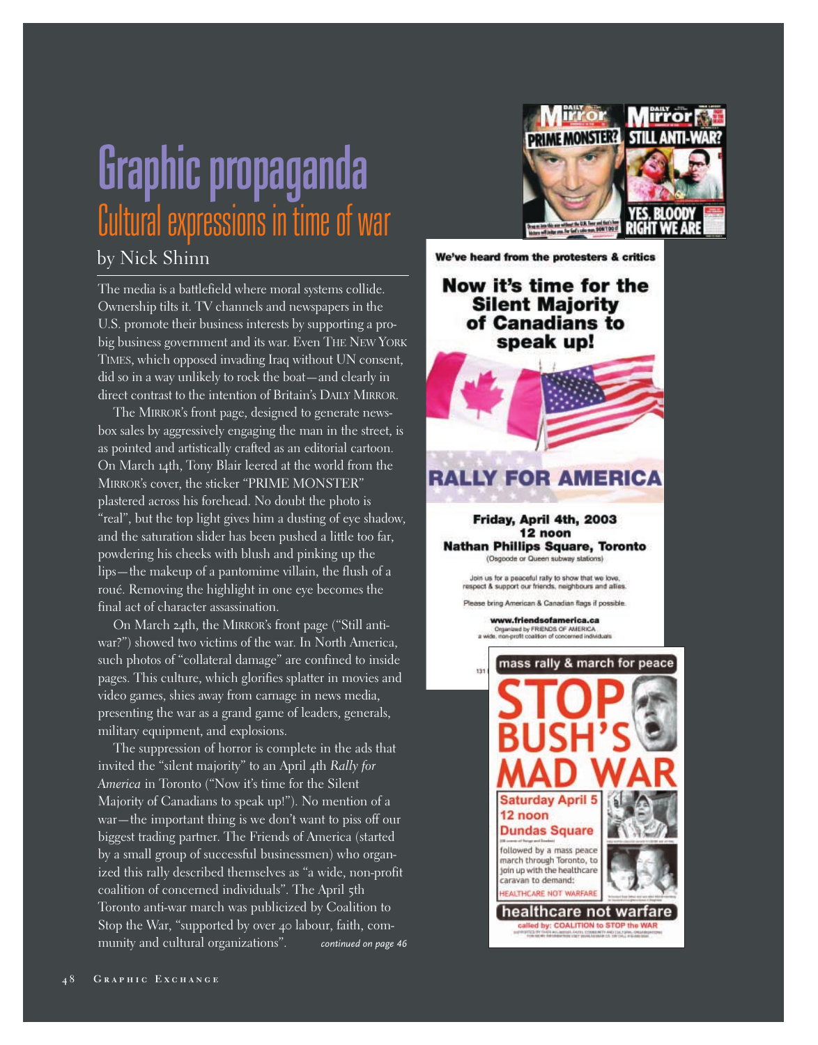# Graphic propaganda

## Cultural expressions in time of war

by Nick Shinn

The media is a battlefield where moral systems collide. Ownership tilts it. TV channels and newspapers in the U.S. promote their business interests by supporting a pro-big business government and its war. Even THE NEW YORK TIMES, which opposed invading Iraq without UN consent, did so in a way unlikely to rock the boat—and clearly in direct contrast to the intention of Britain's DAILY MIRROR.

The MIRROR's front page, designed to generate newsbox sales by aggressively engaging the man in the street, is as pointed and artistically crafted as an editorial cartoon. On March 14th, Tony Blair leered at the world from the MIRROR's cover, the sticker "PRIME MONSTER" plastered across his forehead. No doubt the photo is "real", but the top light gives him a dusting of eye shadow, and the saturation slider has been pushed a little too far, powdering his cheeks with blush and pinking up the lips—the makeup of a pantomime villain, the flush of a roué. Removing the highlight in one eye becomes the final act of character assassination.

On March 24th, the MIRROR's front page ("Still anti-war?") showed two victims of the war. In North America, such photos of "collateral damage" are confined to inside pages. This culture, which glorifies splatter in movies and video games, shies away from carnage in news media, presenting the war as a grand game of leaders, generals, military equipment, and explosions.

The suppression of horror is complete in the ads that invited the "silent majority" to an April 4th *Rally for America* in Toronto ("Now it's time for the Silent Majority of Canadians to speak up!"). No mention of a war—the important thing is we don't want to piss off our biggest trading partner. The Friends of America (started by a small group of successful businessmen) who organized this rally described themselves as "a wide, non-profit coalition of concerned individuals". The April 5th Toronto anti-war march was publicized by Coalition to Stop the War, "supported by over 40 labour, faith, community and cultural organizations". *continued on page 46*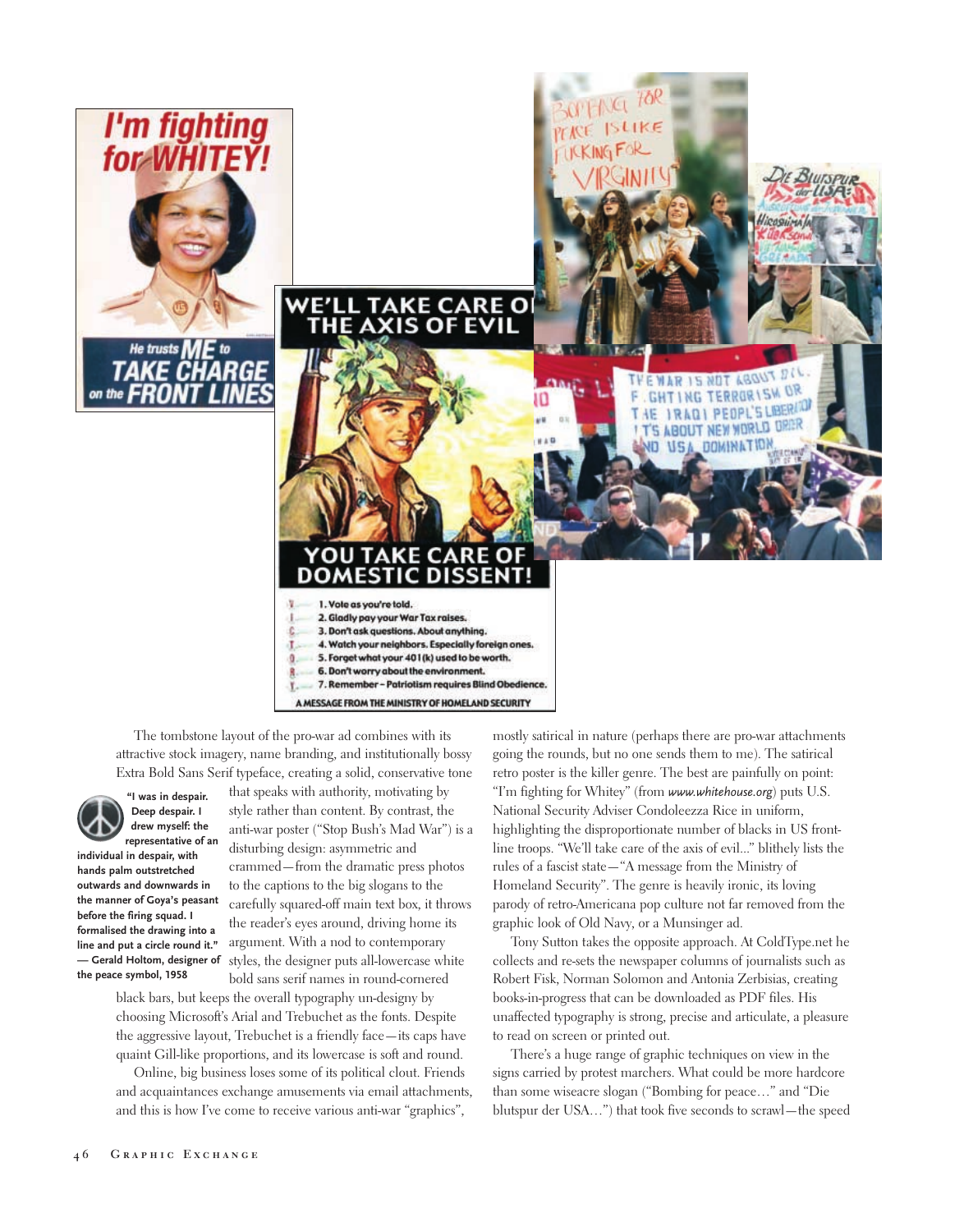The tombstone layout of the pro-war ad combines with its attractive stock imagery, name branding, and institutionally bossy Extra Bold Sans Serif typeface, creating a solid, conservative tone that speaks with authority, motivating by style rather than content. By contrast, the anti-war poster ("Stop Bush's Mad War") is a disturbing design: asymmetric and crammed—from the dramatic press photos to the captions to the big slogans to the carefully squared-off main text box, it throws the reader's eyes around, driving home its argument. With a nod to contemporary styles, the designer puts all-lowercase white bold sans serif names in round-cornered black bars, but keeps the overall typography un-designy by choosing Microsoft's Arial and Trebuchet as the fonts. Despite the aggressive layout, Trebuchet is a friendly face—its caps have quaint Gill-like proportions, and its lowercase is soft and round.

**"I was in despair. Deep despair. I drew myself: the representative of an individual in despair, with hands palm outstretched outwards and downwards in the manner of Goya's peasant before the firing squad. I formalised the drawing into a line and put a circle round it." — Gerald Holtom, designer of the peace symbol, 1958**

Online, big business loses some of its political clout. Friends and acquaintances exchange amusements via email attachments, and this is how I've come to receive various anti-war "graphics", mostly satirical in nature (perhaps there are pro-war attachments going the rounds, but no one sends them to me). The satirical retro poster is the killer genre. The best are painfully on point: "I'm fighting for Whitey" (from *www.whitehouse.org*) puts U.S. National Security Adviser Condoleezza Rice in uniform, highlighting the disproportionate number of blacks in US front-line troops. "We'll take care of the axis of evil..." blithely lists the rules of a fascist state—"A message from the Ministry of Homeland Security". The genre is heavily ironic, its loving parody of retro-Americana pop culture not far removed from the graphic look of Old Navy, or a Munsinger ad.

Tony Sutton takes the opposite approach. At ColdType.net he collects and re-sets the newspaper columns of journalists such as Robert Fisk, Norman Solomon and Antonia Zerbisias, creating books-in-progress that can be downloaded as PDF files. His unaffected typography is strong, precise and articulate, a pleasure to read on screen or printed out.

There's a huge range of graphic techniques on view in the signs carried by protest marchers. What could be more hardcore than some wiseacre slogan ("Bombing for peace…" and "Die blutspur der USA…") that took five seconds to scrawl—the speed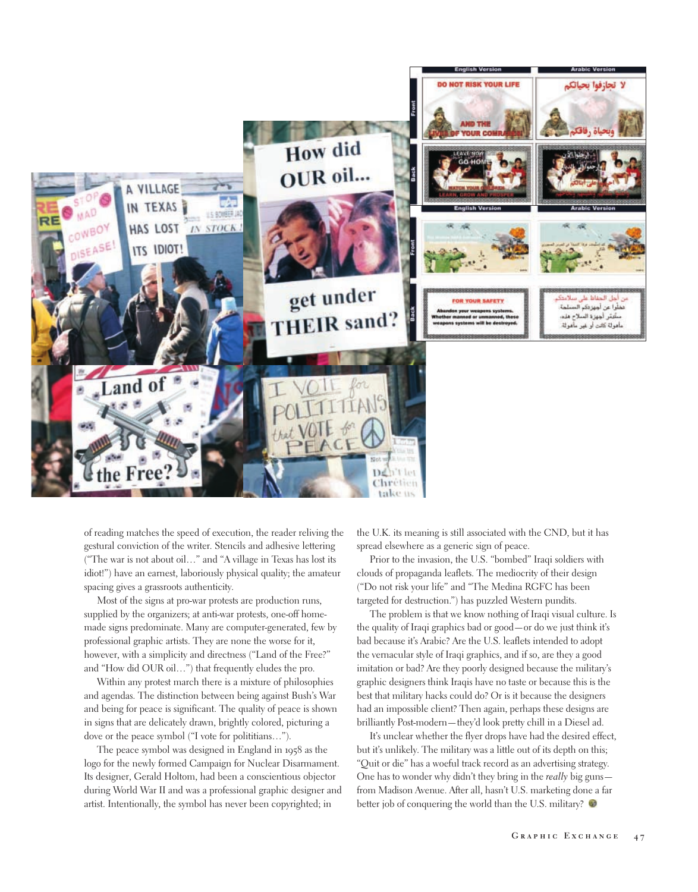of reading matches the speed of execution, the reader reliving the gestural conviction of the writer. Stencils and adhesive lettering ("The war is not about oil…" and "A village in Texas has lost its idiot!") have an earnest, laboriously physical quality; the amateur spacing gives a grassroots authenticity.

Most of the signs at pro-war protests are production runs, supplied by the organizers; at anti-war protests, one-off homemade signs predominate. Many are computer-generated, few by professional graphic artists. They are none the worse for it, however, with a simplicity and directness ("Land of the Free?" and "How did OUR oil…") that frequently eludes the pro.

Within any protest march there is a mixture of philosophies and agendas. The distinction between being against Bush's War and being for peace is significant. The quality of peace is shown in signs that are delicately drawn, brightly colored, picturing a dove or the peace symbol ("I vote for polititians…").

The peace symbol was designed in England in 1958 as the logo for the newly formed Campaign for Nuclear Disarmament. Its designer, Gerald Holtom, had been a conscientious objector during World War II and was a professional graphic designer and artist. Intentionally, the symbol has never been copyrighted; in the U.K. its meaning is still associated with the CND, but it has spread elsewhere as a generic sign of peace.

Prior to the invasion, the U.S. "bombed" Iraqi soldiers with clouds of propaganda leaflets. The mediocrity of their design ("Do not risk your life" and "The Medina RGFC has been targeted for destruction.") has puzzled Western pundits.

The problem is that we know nothing of Iraqi visual culture. Is the quality of Iraqi graphics bad or good—or do we just think it's bad because it's Arabic? Are the U.S. leaflets intended to adopt the vernacular style of Iraqi graphics, and if so, are they a good imitation or bad? Are they poorly designed because the military's graphic designers think Iraqis have no taste or because this is the best that military hacks could do? Or is it because the designers had an impossible client? Then again, perhaps these designs are brilliantly Post-modern—they'd look pretty chill in a Diesel ad.

It's unclear whether the flyer drops have had the desired effect, but it's unlikely. The military was a little out of its depth on this; "Quit or die" has a woeful track record as an advertising strategy. One has to wonder why didn't they bring in the *really* big guns—from Madison Avenue. After all, hasn't U.S. marketing done a far better job of conquering the world than the U.S. military?